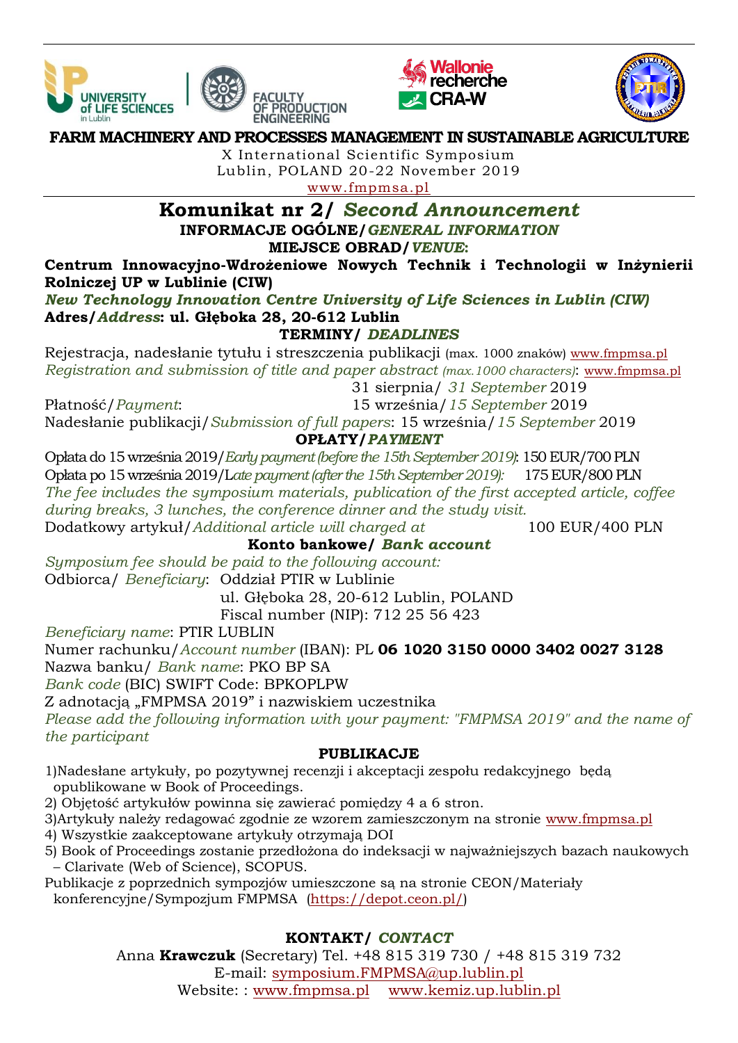UNIVERSITY of LIFE SCIENCES in Lublin | FACULTY OF PRODUCTION ENGINEERING | Wallonie recherche CRA-W | PTIR

# FARM MACHINERY AND PROCESSES MANAGEMENT IN SUSTAINABLE AGRICULTURE

X International Scientific Symposium
Lublin, POLAND 20-22 November 2019
www.fmpmsa.pl

## Komunikat nr 2/ *Second Announcement*

### INFORMACJE OGÓLNE/*GENERAL INFORMATION*

### MIEJSCE OBRAD/*VENUE*:

**Centrum Innowacyjno-Wdrożeniowe Nowych Technik i Technologii w Inżynierii Rolniczej UP w Lublinie (CIW)**
***New Technology Innovation Centre University of Life Sciences in Lublin (CIW)***
**Adres/*Address*: ul. Głęboka 28, 20-612 Lublin**

### TERMINY/ *DEADLINES*

Rejestracja, nadesłanie tytułu i streszczenia publikacji (max. 1000 znaków) www.fmpmsa.pl
*Registration and submission of title and paper abstract (max.1000 characters)*: www.fmpmsa.pl
31 sierpnia/ *31 September* 2019

Płatność/*Payment*: 15 września/*15 September* 2019

Nadesłanie publikacji/*Submission of full papers*: 15 września/*15 September* 2019

### OPŁATY/*PAYMENT*

Opłata do 15 września 2019/*Early payment (before the 15th September 2019)*: 150 EUR/700 PLN
Opłata po 15 września 2019/L*ate payment (after the 15th September 2019):* 175 EUR/800 PLN
*The fee includes the symposium materials, publication of the first accepted article, coffee during breaks, 3 lunches, the conference dinner and the study visit.*
Dodatkowy artykuł/*Additional article will charged at* 100 EUR/400 PLN

### Konto bankowe/ *Bank account*

*Symposium fee should be paid to the following account:*
Odbiorca/ *Beneficiary*: Oddział PTIR w Lublinie
ul. Głęboka 28, 20-612 Lublin, POLAND
Fiscal number (NIP): 712 25 56 423
*Beneficiary name*: PTIR LUBLIN
Numer rachunku/*Account number* (IBAN): PL **06 1020 3150 0000 3402 0027 3128**
Nazwa banku/ *Bank name*: PKO BP SA
*Bank code* (BIC) SWIFT Code: BPKOPLPW
Z adnotacją „FMPMSA 2019" i nazwiskiem uczestnika
*Please add the following information with your payment: "FMPMSA 2019" and the name of the participant*

### PUBLIKACJE

1) Nadesłane artykuły, po pozytywnej recenzji i akceptacji zespołu redakcyjnego będą opublikowane w Book of Proceedings.
2) Objętość artykułów powinna się zawierać pomiędzy 4 a 6 stron.
3) Artykuły należy redagować zgodnie ze wzorem zamieszczonym na stronie www.fmpmsa.pl
4) Wszystkie zaakceptowane artykuły otrzymają DOI
5) Book of Proceedings zostanie przedłożona do indeksacji w najważniejszych bazach naukowych – Clarivate (Web of Science), SCOPUS.

Publikacje z poprzednich sympozjów umieszczone są na stronie CEON/Materiały konferencyjne/Sympozjum FMPMSA (https://depot.ceon.pl/)

### KONTAKT/ *CONTACT*

Anna **Krawczuk** (Secretary) Tel. +48 815 319 730 / +48 815 319 732
E-mail: symposium.FMPMSA@up.lublin.pl
Website: : www.fmpmsa.pl www.kemiz.up.lublin.pl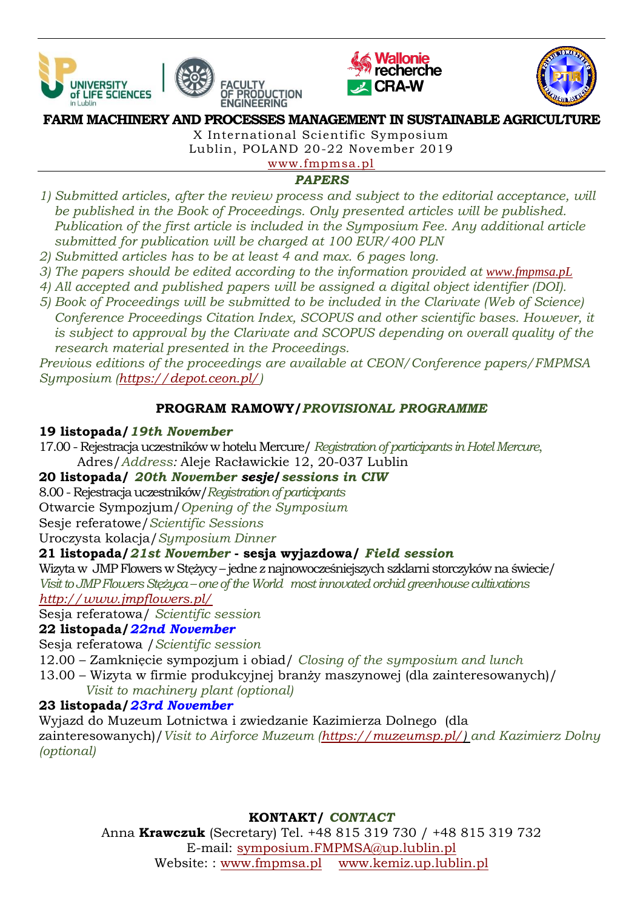**FARM MACHINERY AND PROCESSES MANAGEMENT IN SUSTAINABLE AGRICULTURE**

X International Scientific Symposium

Lublin, POLAND 20-22 November 2019

www.fmpmsa.pl

## *PAPERS*

1) *Submitted articles, after the review process and subject to the editorial acceptance, will be published in the Book of Proceedings. Only presented articles will be published. Publication of the first article is included in the Symposium Fee. Any additional article submitted for publication will be charged at 100 EUR/400 PLN*
2) *Submitted articles has to be at least 4 and max. 6 pages long.*
3) *The papers should be edited according to the information provided at www.fmpmsa.pL*
4) *All accepted and published papers will be assigned a digital object identifier (DOI).*
5) *Book of Proceedings will be submitted to be included in the Clarivate (Web of Science) Conference Proceedings Citation Index, SCOPUS and other scientific bases. However, it is subject to approval by the Clarivate and SCOPUS depending on overall quality of the research material presented in the Proceedings.*

*Previous editions of the proceedings are available at CEON/Conference papers/FMPMSA Symposium (https://depot.ceon.pl/)*

## PROGRAM RAMOWY/*PROVISIONAL PROGRAMME*

**19 listopada/ *19th November***

17.00 - Rejestracja uczestników w hotelu Mercure/ *Registration of participants in Hotel Mercure,*
Adres/*Address:* Aleje Racławickie 12, 20-037 Lublin

**20 listopada/ *20th November* sesje/*sessions in CIW***

8.00 - Rejestracja uczestników/*Registration of participants*

Otwarcie Sympozjum/*Opening of the Symposium*

Sesje referatowe/*Scientific Sessions*

Uroczysta kolacja/*Symposium Dinner*

**21 listopada/*21st November* - sesja wyjazdowa/ *Field session***

Wizyta w JMP Flowers w Stężycy – jedne z najnowocześniejszych szklarni storczyków na świecie/ *Visit to JMP Flowers Stężyca – one of the World most innovated orchid greenhouse cultivations* *http://www.jmpflowers.pl/*

Sesja referatowa/ *Scientific session*

**22 listopada/*22nd November***

Sesja referatowa /*Scientific session*

12.00 – Zamknięcie sympozjum i obiad/ *Closing of the symposium and lunch*

13.00 – Wizyta w firmie produkcyjnej branży maszynowej (dla zainteresowanych)/
*Visit to machinery plant (optional)*

**23 listopada/*23rd November***

Wyjazd do Muzeum Lotnictwa i zwiedzanie Kazimierza Dolnego (dla zainteresowanych)/*Visit to Airforce Muzeum (https://muzeumsp.pl/) and Kazimierz Dolny (optional)*

## KONTAKT/ *CONTACT*

Anna **Krawczuk** (Secretary) Tel. +48 815 319 730 / +48 815 319 732

E-mail: symposium.FMPMSA@up.lublin.pl

Website: : www.fmpmsa.pl www.kemiz.up.lublin.pl